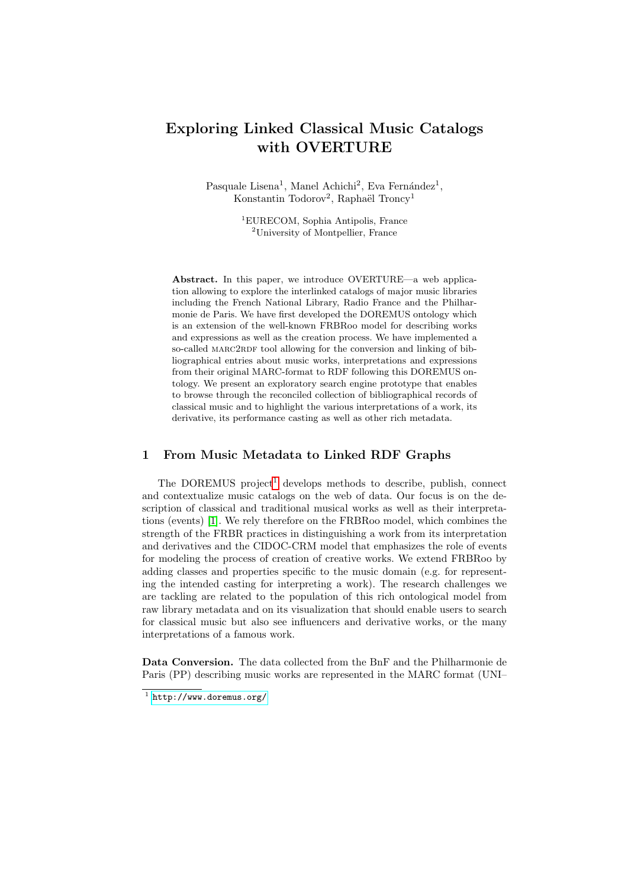# Exploring Linked Classical Music Catalogs with OVERTURE

Pasquale Lisena[1], Manel Achichi[2], Eva Fernández[1], Konstantin Todorov[2], Raphaël Troncy[1]

[1]EURECOM, Sophia Antipolis, France
[2]University of Montpellier, France

**Abstract.** In this paper, we introduce OVERTURE—a web application allowing to explore the interlinked catalogs of major music libraries including the French National Library, Radio France and the Philharmonie de Paris. We have first developed the DOREMUS ontology which is an extension of the well-known FRBRoo model for describing works and expressions as well as the creation process. We have implemented a so-called MARC2RDF tool allowing for the conversion and linking of bibliographical entries about music works, interpretations and expressions from their original MARC-format to RDF following this DOREMUS ontology. We present an exploratory search engine prototype that enables to browse through the reconciled collection of bibliographical records of classical music and to highlight the various interpretations of a work, its derivative, its performance casting as well as other rich metadata.

## 1 From Music Metadata to Linked RDF Graphs

The DOREMUS project[1] develops methods to describe, publish, connect and contextualize music catalogs on the web of data. Our focus is on the description of classical and traditional musical works as well as their interpretations (events) [1]. We rely therefore on the FRBRoo model, which combines the strength of the FRBR practices in distinguishing a work from its interpretation and derivatives and the CIDOC-CRM model that emphasizes the role of events for modeling the process of creation of creative works. We extend FRBRoo by adding classes and properties specific to the music domain (e.g. for representing the intended casting for interpreting a work). The research challenges we are tackling are related to the population of this rich ontological model from raw library metadata and on its visualization that should enable users to search for classical music but also see influencers and derivative works, or the many interpretations of a famous work.

**Data Conversion.** The data collected from the BnF and the Philharmonie de Paris (PP) describing music works are represented in the MARC format (UNI–

[1] http://www.doremus.org/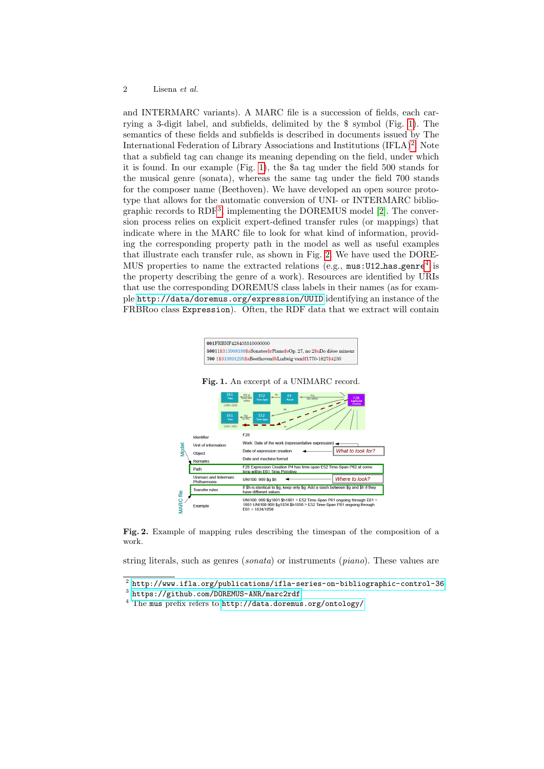and INTERMARC variants). A MARC file is a succession of fields, each carrying a 3-digit label, and subfields, delimited by the $ symbol (Fig. 1). The semantics of these fields and subfields is described in documents issued by The International Federation of Library Associations and Institutions (IFLA)[2]. Note that a subfield tag can change its meaning depending on the field, under which it is found. In our example (Fig. 1), the $a tag under the field 500 stands for the musical genre (sonata), whereas the same tag under the field 700 stands for the composer name (Beethoven). We have developed an open source prototype that allows for the automatic conversion of UNI- or INTERMARC bibliographic records to RDF[3], implementing the DOREMUS model [2]. The conversion process relies on explicit expert-defined transfer rules (or mappings) that indicate where in the MARC file to look for what kind of information, providing the corresponding property path in the model as well as useful examples that illustrate each transfer rule, as shown in Fig. 2. We have used the DOREMUS properties to name the extracted relations (e.g., `mus:U12_has_genre`[4] is the property describing the genre of a work). Resources are identified by URIs that use the corresponding DOREMUS class labels in their names (as for example `http://data/doremus.org/expression/UUID` identifying an instance of the FRBRoo class `Expression`). Often, the RDF data that we extract will contain

```
001FRBNF428405510000000
50011$3139081883aSonates$rPiano$sOp. 27, no 2$uDo dièse mineur
700 |$3138912953aBeethoven$bLudwig van$f1770-1827$4230
```

**Fig. 1.** An excerpt of a UNIMARC record.

**Fig. 2.** Example of mapping rules describing the timespan of the composition of a work.

string literals, such as genres (*sonata*) or instruments (*piano*). These values are

---

[2] http://www.ifla.org/publications/ifla-series-on-bibliographic-control-36

[3] https://github.com/DOREMUS-ANR/marc2rdf

[4] The `mus` prefix refers to `http://data.doremus.org/ontology/`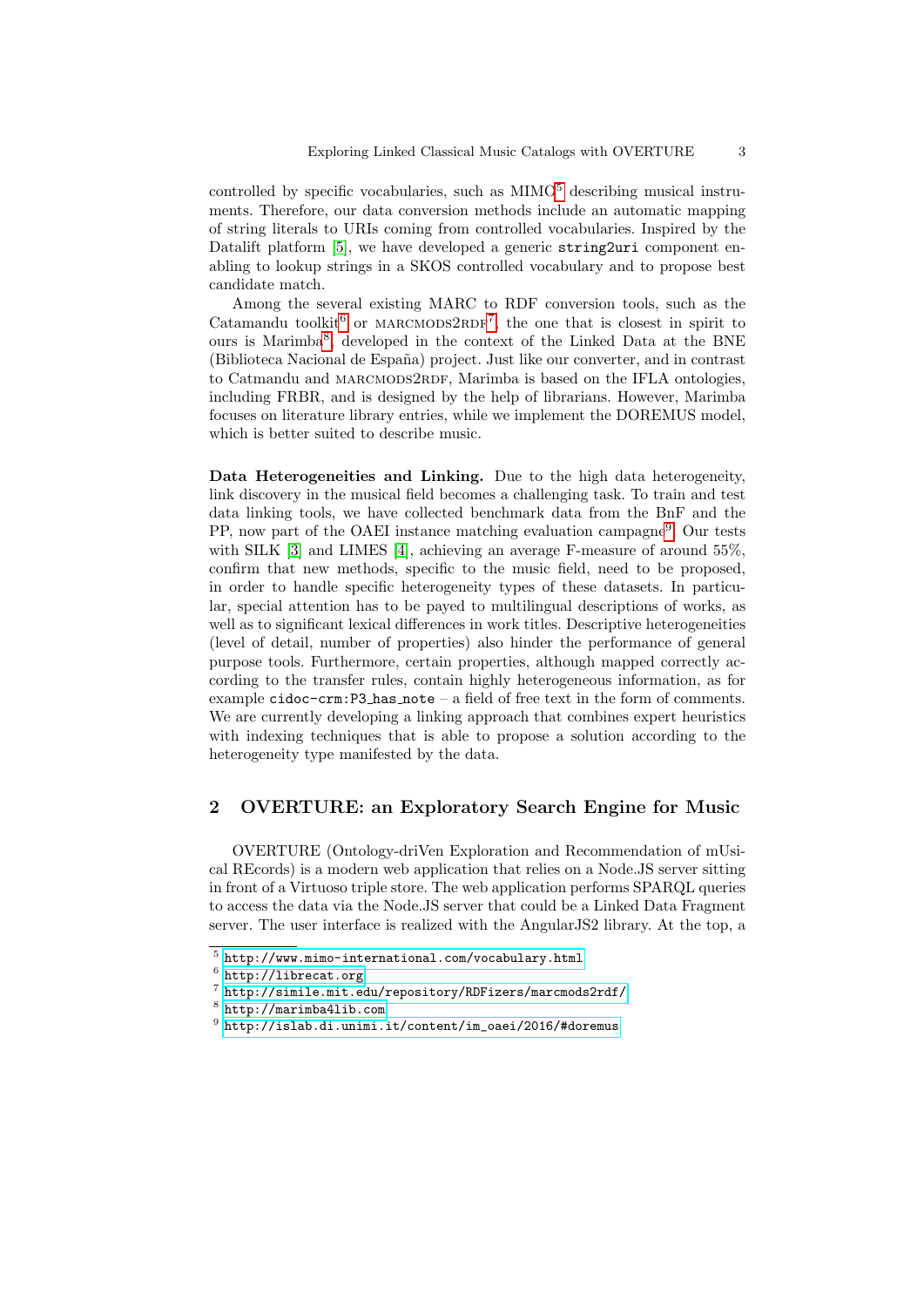controlled by specific vocabularies, such as MIMO[5] describing musical instruments. Therefore, our data conversion methods include an automatic mapping of string literals to URIs coming from controlled vocabularies. Inspired by the Datalift platform [5], we have developed a generic `string2uri` component enabling to lookup strings in a SKOS controlled vocabulary and to propose best candidate match.

Among the several existing MARC to RDF conversion tools, such as the Catamandu toolkit[6] or MARCMODS2RDF[7], the one that is closest in spirit to ours is Marimba[8], developed in the context of the Linked Data at the BNE (Biblioteca Nacional de España) project. Just like our converter, and in contrast to Catmandu and MARCMODS2RDF, Marimba is based on the IFLA ontologies, including FRBR, and is designed by the help of librarians. However, Marimba focuses on literature library entries, while we implement the DOREMUS model, which is better suited to describe music.

**Data Heterogeneities and Linking.** Due to the high data heterogeneity, link discovery in the musical field becomes a challenging task. To train and test data linking tools, we have collected benchmark data from the BnF and the PP, now part of the OAEI instance matching evaluation campagne[9]. Our tests with SILK [3] and LIMES [4], achieving an average F-measure of around 55%, confirm that new methods, specific to the music field, need to be proposed, in order to handle specific heterogeneity types of these datasets. In particular, special attention has to be payed to multilingual descriptions of works, as well as to significant lexical differences in work titles. Descriptive heterogeneities (level of detail, number of properties) also hinder the performance of general purpose tools. Furthermore, certain properties, although mapped correctly according to the transfer rules, contain highly heterogeneous information, as for example `cidoc-crm:P3_has_note` – a field of free text in the form of comments. We are currently developing a linking approach that combines expert heuristics with indexing techniques that is able to propose a solution according to the heterogeneity type manifested by the data.

## 2 OVERTURE: an Exploratory Search Engine for Music

OVERTURE (Ontology-driVen Exploration and Recommendation of mUsical REcords) is a modern web application that relies on a Node.JS server sitting in front of a Virtuoso triple store. The web application performs SPARQL queries to access the data via the Node.JS server that could be a Linked Data Fragment server. The user interface is realized with the AngularJS2 library. At the top, a

---

[5] http://www.mimo-international.com/vocabulary.html

[6] http://librecat.org

[7] http://simile.mit.edu/repository/RDFizers/marcmods2rdf/

[8] http://marimba4lib.com

[9] http://islab.di.unimi.it/content/im_oaei/2016/#doremus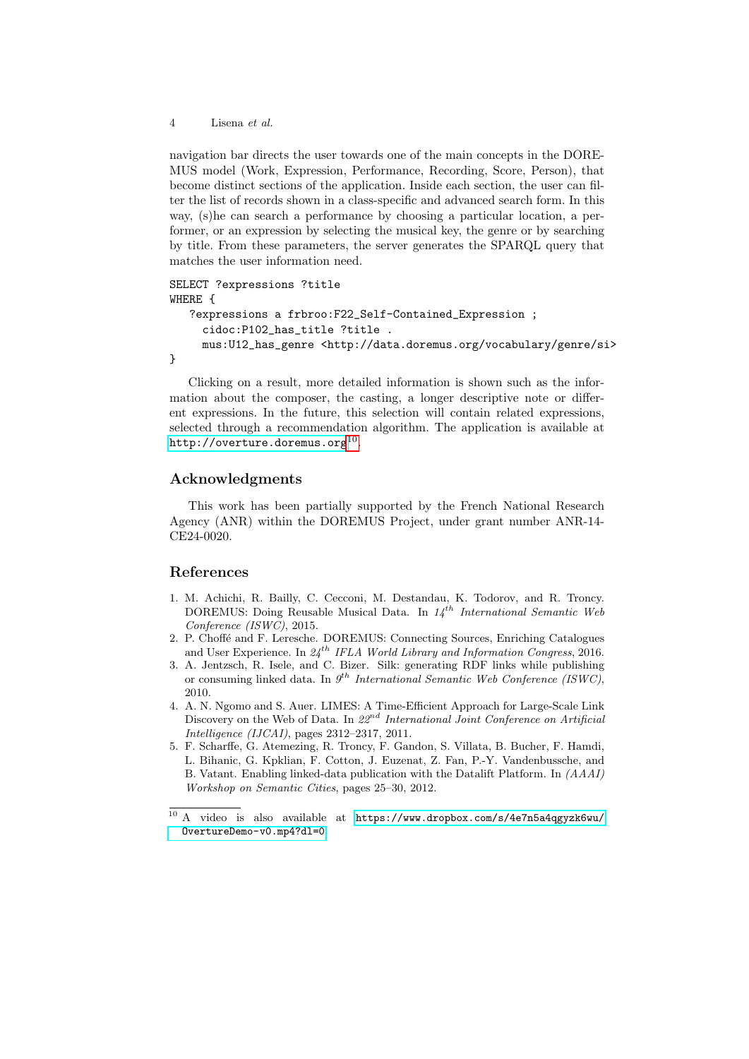navigation bar directs the user towards one of the main concepts in the DOREMUS model (Work, Expression, Performance, Recording, Score, Person), that become distinct sections of the application. Inside each section, the user can filter the list of records shown in a class-specific and advanced search form. In this way, (s)he can search a performance by choosing a particular location, a performer, or an expression by selecting the musical key, the genre or by searching by title. From these parameters, the server generates the SPARQL query that matches the user information need.

```
SELECT ?expressions ?title
WHERE {
   ?expressions a frbroo:F22_Self-Contained_Expression ;
     cidoc:P102_has_title ?title .
     mus:U12_has_genre <http://data.doremus.org/vocabulary/genre/si>
}
```

Clicking on a result, more detailed information is shown such as the information about the composer, the casting, a longer descriptive note or different expressions. In the future, this selection will contain related expressions, selected through a recommendation algorithm. The application is available at http://overture.doremus.org[10].

## Acknowledgments

This work has been partially supported by the French National Research Agency (ANR) within the DOREMUS Project, under grant number ANR-14-CE24-0020.

## References

1. M. Achichi, R. Bailly, C. Cecconi, M. Destandau, K. Todorov, and R. Troncy. DOREMUS: Doing Reusable Musical Data. In *14th International Semantic Web Conference (ISWC)*, 2015.
2. P. Choffé and F. Leresche. DOREMUS: Connecting Sources, Enriching Catalogues and User Experience. In *24th IFLA World Library and Information Congress*, 2016.
3. A. Jentzsch, R. Isele, and C. Bizer. Silk: generating RDF links while publishing or consuming linked data. In *9th International Semantic Web Conference (ISWC)*, 2010.
4. A. N. Ngomo and S. Auer. LIMES: A Time-Efficient Approach for Large-Scale Link Discovery on the Web of Data. In *22nd International Joint Conference on Artificial Intelligence (IJCAI)*, pages 2312–2317, 2011.
5. F. Scharffe, G. Atemezing, R. Troncy, F. Gandon, S. Villata, B. Bucher, F. Hamdi, L. Bihanic, G. Kpklian, F. Cotton, J. Euzenat, Z. Fan, P.-Y. Vandenbussche, and B. Vatant. Enabling linked-data publication with the Datalift Platform. In *(AAAI) Workshop on Semantic Cities*, pages 25–30, 2012.

[10] A video is also available at https://www.dropbox.com/s/4e7n5a4qgyzk6wu/OvertureDemo-v0.mp4?dl=0